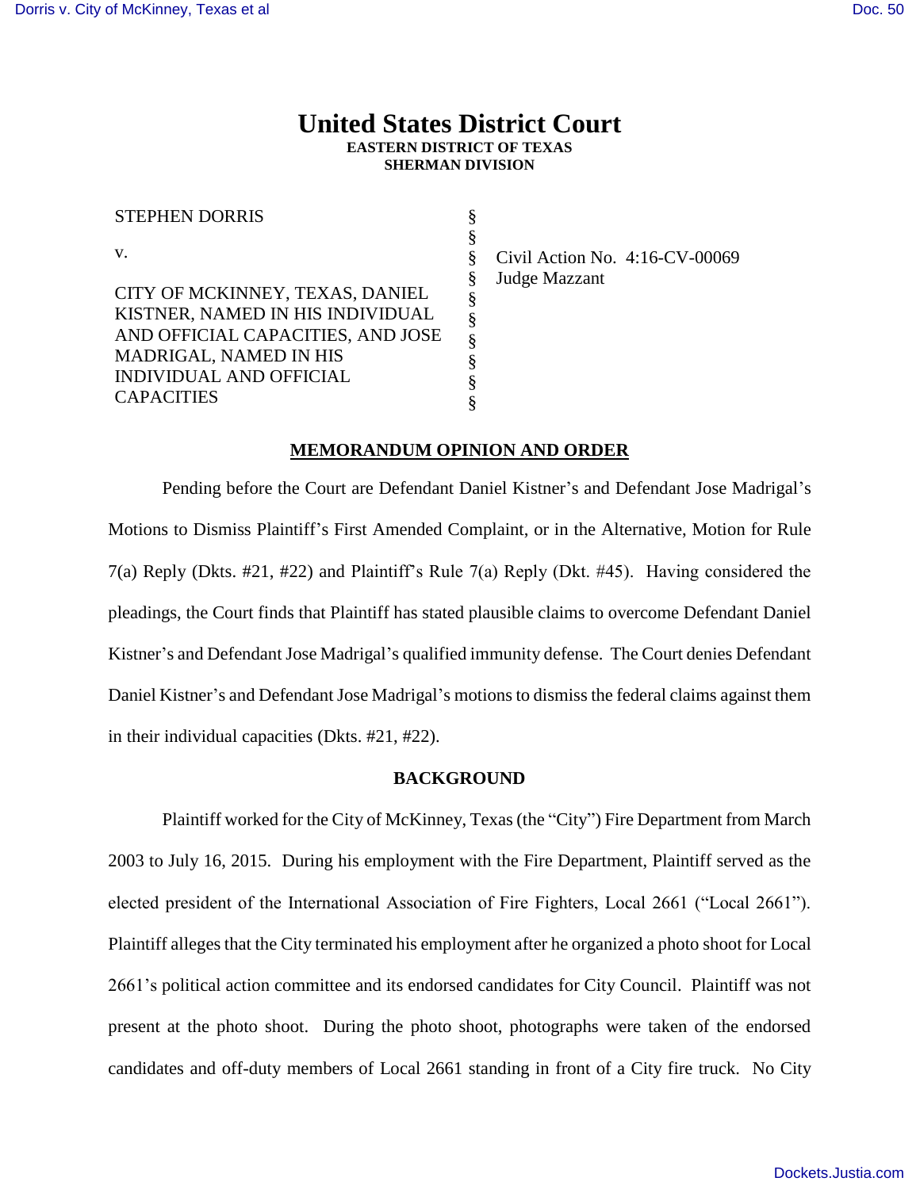# United States District Court

**EASTERN DISTRICT OF TEXAS**
**SHERMAN DIVISION**

| | | |
|---|---|---|
| STEPHEN DORRIS<br><br>v.<br><br>CITY OF MCKINNEY, TEXAS, DANIEL KISTNER, NAMED IN HIS INDIVIDUAL AND OFFICIAL CAPACITIES, AND JOSE MADRIGAL, NAMED IN HIS INDIVIDUAL AND OFFICIAL CAPACITIES | §<br>§<br>§<br>§<br>§<br>§<br>§<br>§<br>§<br>§ | Civil Action No. 4:16-CV-00069<br>Judge Mazzant |

## MEMORANDUM OPINION AND ORDER

Pending before the Court are Defendant Daniel Kistner's and Defendant Jose Madrigal's Motions to Dismiss Plaintiff's First Amended Complaint, or in the Alternative, Motion for Rule 7(a) Reply (Dkts. #21, #22) and Plaintiff's Rule 7(a) Reply (Dkt. #45). Having considered the pleadings, the Court finds that Plaintiff has stated plausible claims to overcome Defendant Daniel Kistner's and Defendant Jose Madrigal's qualified immunity defense. The Court denies Defendant Daniel Kistner's and Defendant Jose Madrigal's motions to dismiss the federal claims against them in their individual capacities (Dkts. #21, #22).

### BACKGROUND

Plaintiff worked for the City of McKinney, Texas (the "City") Fire Department from March 2003 to July 16, 2015. During his employment with the Fire Department, Plaintiff served as the elected president of the International Association of Fire Fighters, Local 2661 ("Local 2661"). Plaintiff alleges that the City terminated his employment after he organized a photo shoot for Local 2661's political action committee and its endorsed candidates for City Council. Plaintiff was not present at the photo shoot. During the photo shoot, photographs were taken of the endorsed candidates and off-duty members of Local 2661 standing in front of a City fire truck. No City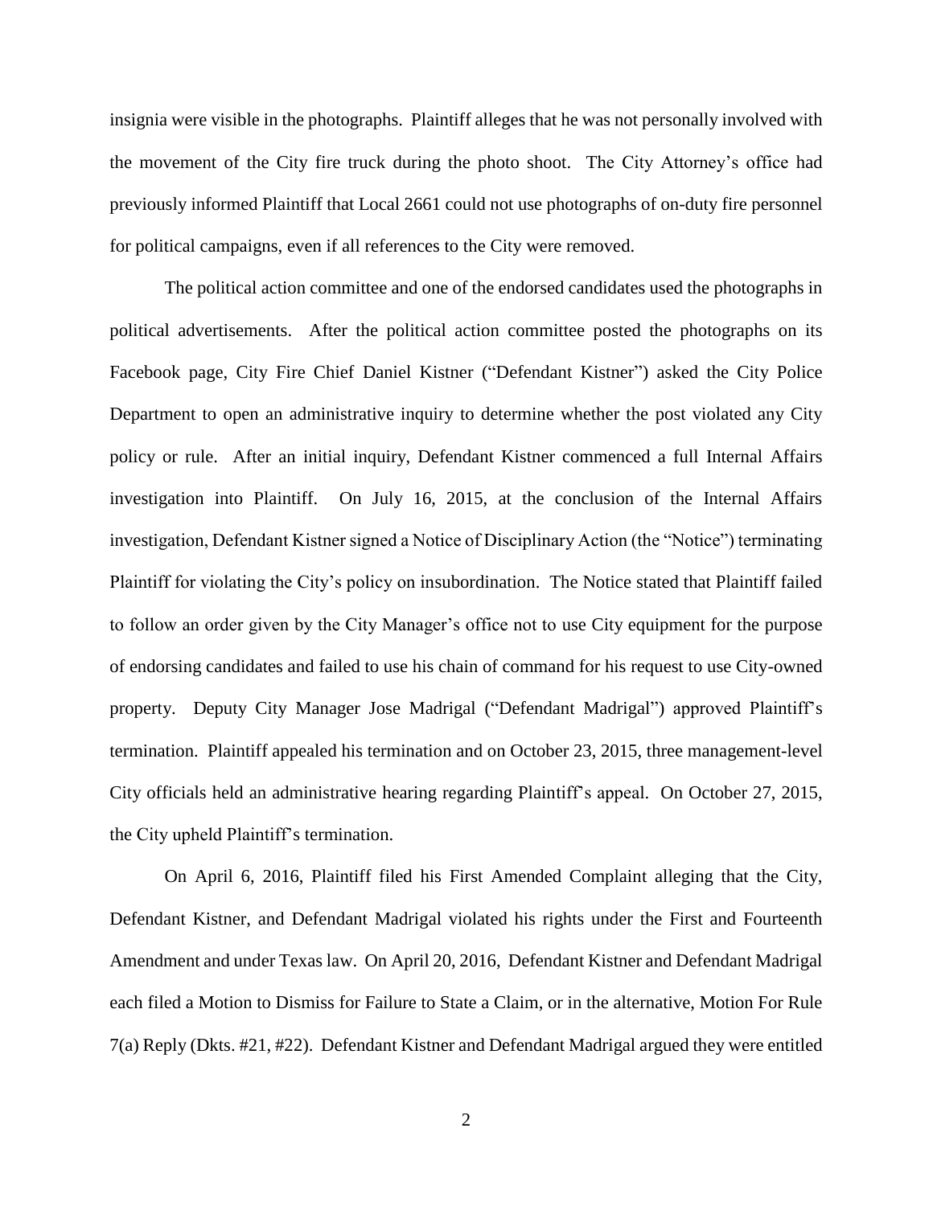insignia were visible in the photographs. Plaintiff alleges that he was not personally involved with the movement of the City fire truck during the photo shoot. The City Attorney's office had previously informed Plaintiff that Local 2661 could not use photographs of on-duty fire personnel for political campaigns, even if all references to the City were removed.

The political action committee and one of the endorsed candidates used the photographs in political advertisements. After the political action committee posted the photographs on its Facebook page, City Fire Chief Daniel Kistner ("Defendant Kistner") asked the City Police Department to open an administrative inquiry to determine whether the post violated any City policy or rule. After an initial inquiry, Defendant Kistner commenced a full Internal Affairs investigation into Plaintiff. On July 16, 2015, at the conclusion of the Internal Affairs investigation, Defendant Kistner signed a Notice of Disciplinary Action (the "Notice") terminating Plaintiff for violating the City's policy on insubordination. The Notice stated that Plaintiff failed to follow an order given by the City Manager's office not to use City equipment for the purpose of endorsing candidates and failed to use his chain of command for his request to use City-owned property. Deputy City Manager Jose Madrigal ("Defendant Madrigal") approved Plaintiff's termination. Plaintiff appealed his termination and on October 23, 2015, three management-level City officials held an administrative hearing regarding Plaintiff's appeal. On October 27, 2015, the City upheld Plaintiff's termination.

On April 6, 2016, Plaintiff filed his First Amended Complaint alleging that the City, Defendant Kistner, and Defendant Madrigal violated his rights under the First and Fourteenth Amendment and under Texas law. On April 20, 2016, Defendant Kistner and Defendant Madrigal each filed a Motion to Dismiss for Failure to State a Claim, or in the alternative, Motion For Rule 7(a) Reply (Dkts. #21, #22). Defendant Kistner and Defendant Madrigal argued they were entitled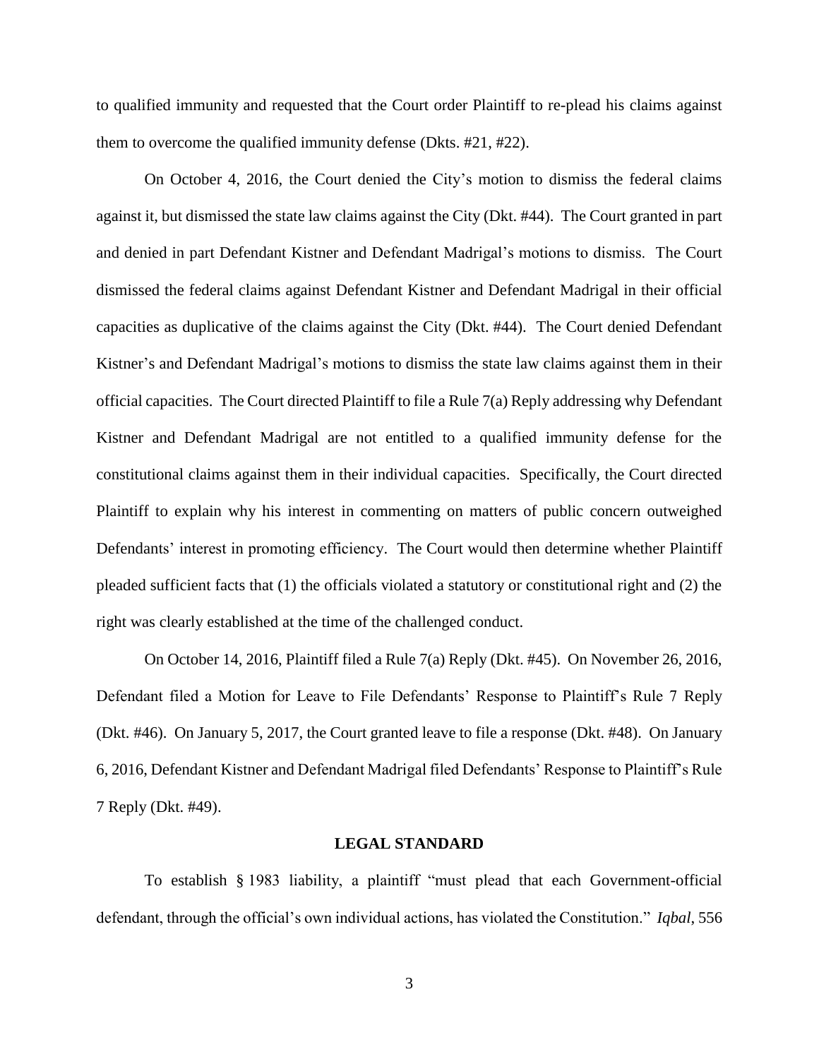to qualified immunity and requested that the Court order Plaintiff to re-plead his claims against them to overcome the qualified immunity defense (Dkts. #21, #22).

On October 4, 2016, the Court denied the City's motion to dismiss the federal claims against it, but dismissed the state law claims against the City (Dkt. #44). The Court granted in part and denied in part Defendant Kistner and Defendant Madrigal's motions to dismiss. The Court dismissed the federal claims against Defendant Kistner and Defendant Madrigal in their official capacities as duplicative of the claims against the City (Dkt. #44). The Court denied Defendant Kistner's and Defendant Madrigal's motions to dismiss the state law claims against them in their official capacities. The Court directed Plaintiff to file a Rule 7(a) Reply addressing why Defendant Kistner and Defendant Madrigal are not entitled to a qualified immunity defense for the constitutional claims against them in their individual capacities. Specifically, the Court directed Plaintiff to explain why his interest in commenting on matters of public concern outweighed Defendants' interest in promoting efficiency. The Court would then determine whether Plaintiff pleaded sufficient facts that (1) the officials violated a statutory or constitutional right and (2) the right was clearly established at the time of the challenged conduct.

On October 14, 2016, Plaintiff filed a Rule 7(a) Reply (Dkt. #45). On November 26, 2016, Defendant filed a Motion for Leave to File Defendants' Response to Plaintiff's Rule 7 Reply (Dkt. #46). On January 5, 2017, the Court granted leave to file a response (Dkt. #48). On January 6, 2016, Defendant Kistner and Defendant Madrigal filed Defendants' Response to Plaintiff's Rule 7 Reply (Dkt. #49).

## LEGAL STANDARD

To establish § 1983 liability, a plaintiff "must plead that each Government-official defendant, through the official's own individual actions, has violated the Constitution." *Iqbal*, 556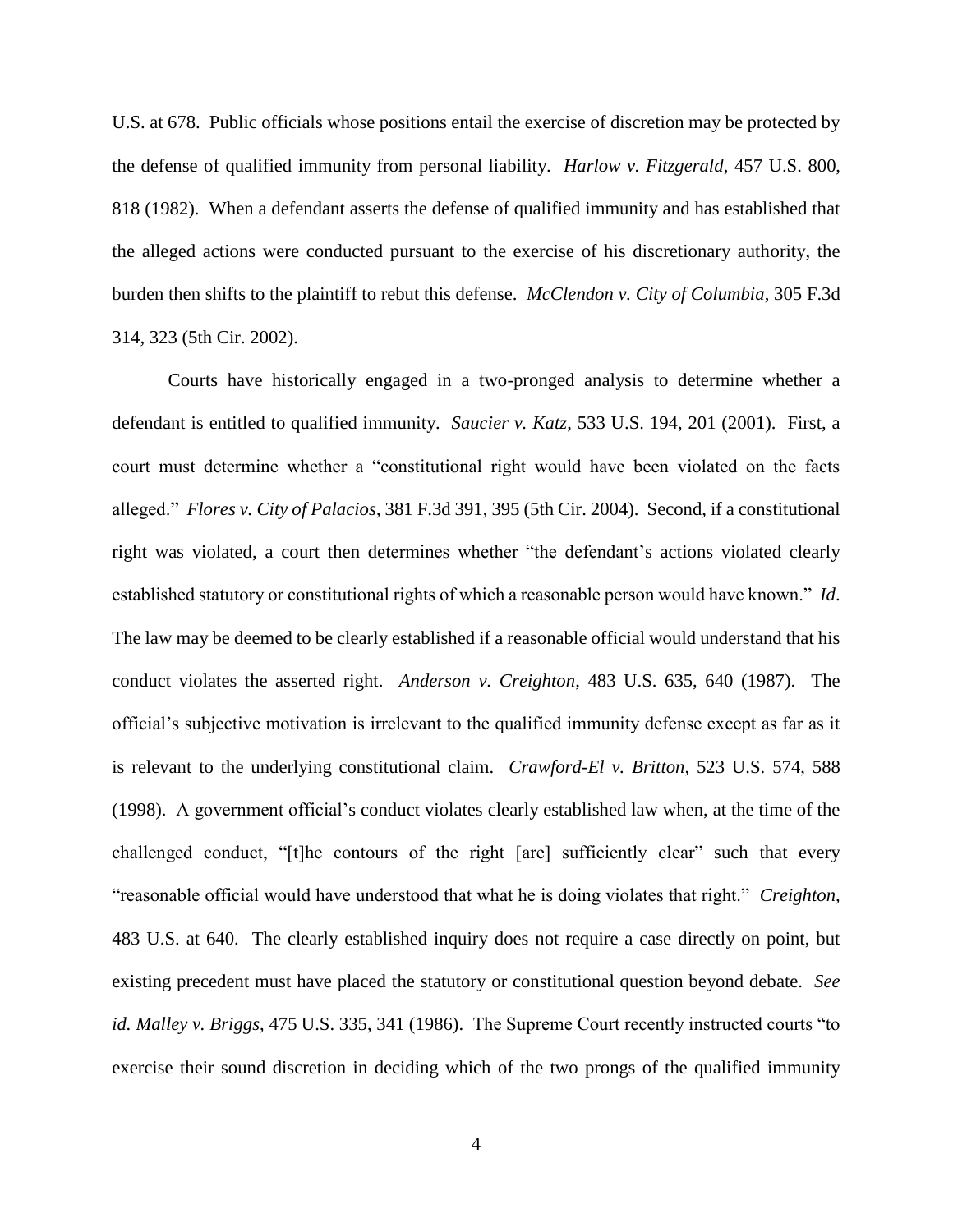U.S. at 678. Public officials whose positions entail the exercise of discretion may be protected by the defense of qualified immunity from personal liability. *Harlow v. Fitzgerald*, 457 U.S. 800, 818 (1982). When a defendant asserts the defense of qualified immunity and has established that the alleged actions were conducted pursuant to the exercise of his discretionary authority, the burden then shifts to the plaintiff to rebut this defense. *McClendon v. City of Columbia*, 305 F.3d 314, 323 (5th Cir. 2002).

Courts have historically engaged in a two-pronged analysis to determine whether a defendant is entitled to qualified immunity. *Saucier v. Katz*, 533 U.S. 194, 201 (2001). First, a court must determine whether a "constitutional right would have been violated on the facts alleged." *Flores v. City of Palacios*, 381 F.3d 391, 395 (5th Cir. 2004). Second, if a constitutional right was violated, a court then determines whether "the defendant's actions violated clearly established statutory or constitutional rights of which a reasonable person would have known." *Id*. The law may be deemed to be clearly established if a reasonable official would understand that his conduct violates the asserted right. *Anderson v. Creighton*, 483 U.S. 635, 640 (1987). The official's subjective motivation is irrelevant to the qualified immunity defense except as far as it is relevant to the underlying constitutional claim. *Crawford-El v. Britton*, 523 U.S. 574, 588 (1998). A government official's conduct violates clearly established law when, at the time of the challenged conduct, "[t]he contours of the right [are] sufficiently clear" such that every "reasonable official would have understood that what he is doing violates that right." *Creighton,* 483 U.S. at 640. The clearly established inquiry does not require a case directly on point, but existing precedent must have placed the statutory or constitutional question beyond debate. *See id. Malley v. Briggs*, 475 U.S. 335, 341 (1986). The Supreme Court recently instructed courts "to exercise their sound discretion in deciding which of the two prongs of the qualified immunity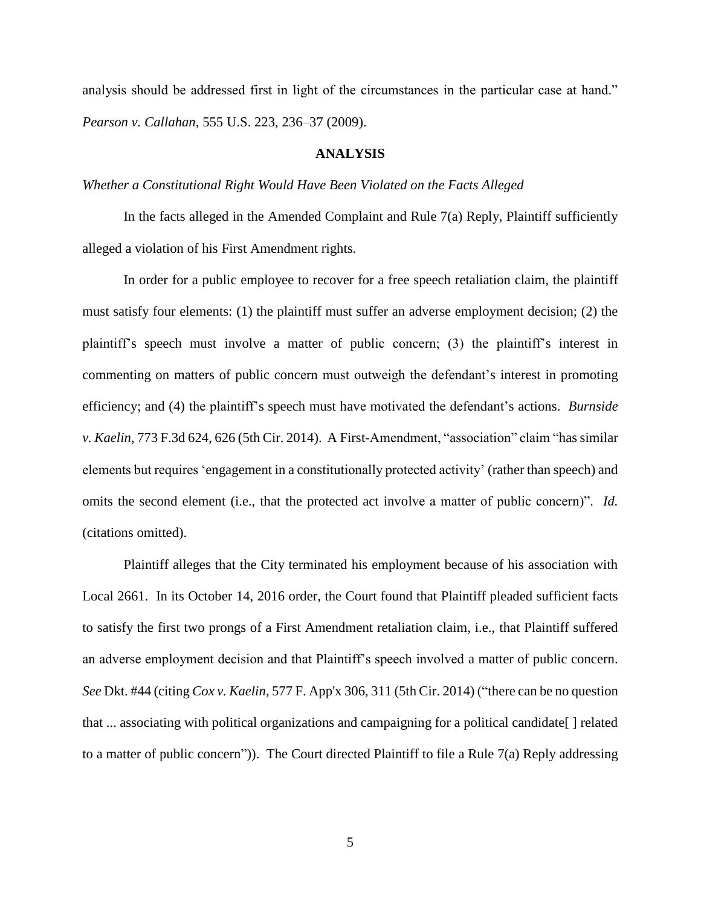analysis should be addressed first in light of the circumstances in the particular case at hand." *Pearson v. Callahan*, 555 U.S. 223, 236–37 (2009).

## ANALYSIS

*Whether a Constitutional Right Would Have Been Violated on the Facts Alleged*

In the facts alleged in the Amended Complaint and Rule 7(a) Reply, Plaintiff sufficiently alleged a violation of his First Amendment rights.

In order for a public employee to recover for a free speech retaliation claim, the plaintiff must satisfy four elements: (1) the plaintiff must suffer an adverse employment decision; (2) the plaintiff's speech must involve a matter of public concern; (3) the plaintiff's interest in commenting on matters of public concern must outweigh the defendant's interest in promoting efficiency; and (4) the plaintiff's speech must have motivated the defendant's actions. *Burnside v. Kaelin*, 773 F.3d 624, 626 (5th Cir. 2014). A First-Amendment, "association" claim "has similar elements but requires 'engagement in a constitutionally protected activity' (rather than speech) and omits the second element (i.e., that the protected act involve a matter of public concern)". *Id.* (citations omitted).

Plaintiff alleges that the City terminated his employment because of his association with Local 2661. In its October 14, 2016 order, the Court found that Plaintiff pleaded sufficient facts to satisfy the first two prongs of a First Amendment retaliation claim, i.e., that Plaintiff suffered an adverse employment decision and that Plaintiff's speech involved a matter of public concern. *See* Dkt. #44 (citing *Cox v. Kaelin*, 577 F. App'x 306, 311 (5th Cir. 2014) ("there can be no question that ... associating with political organizations and campaigning for a political candidate[ ] related to a matter of public concern")). The Court directed Plaintiff to file a Rule 7(a) Reply addressing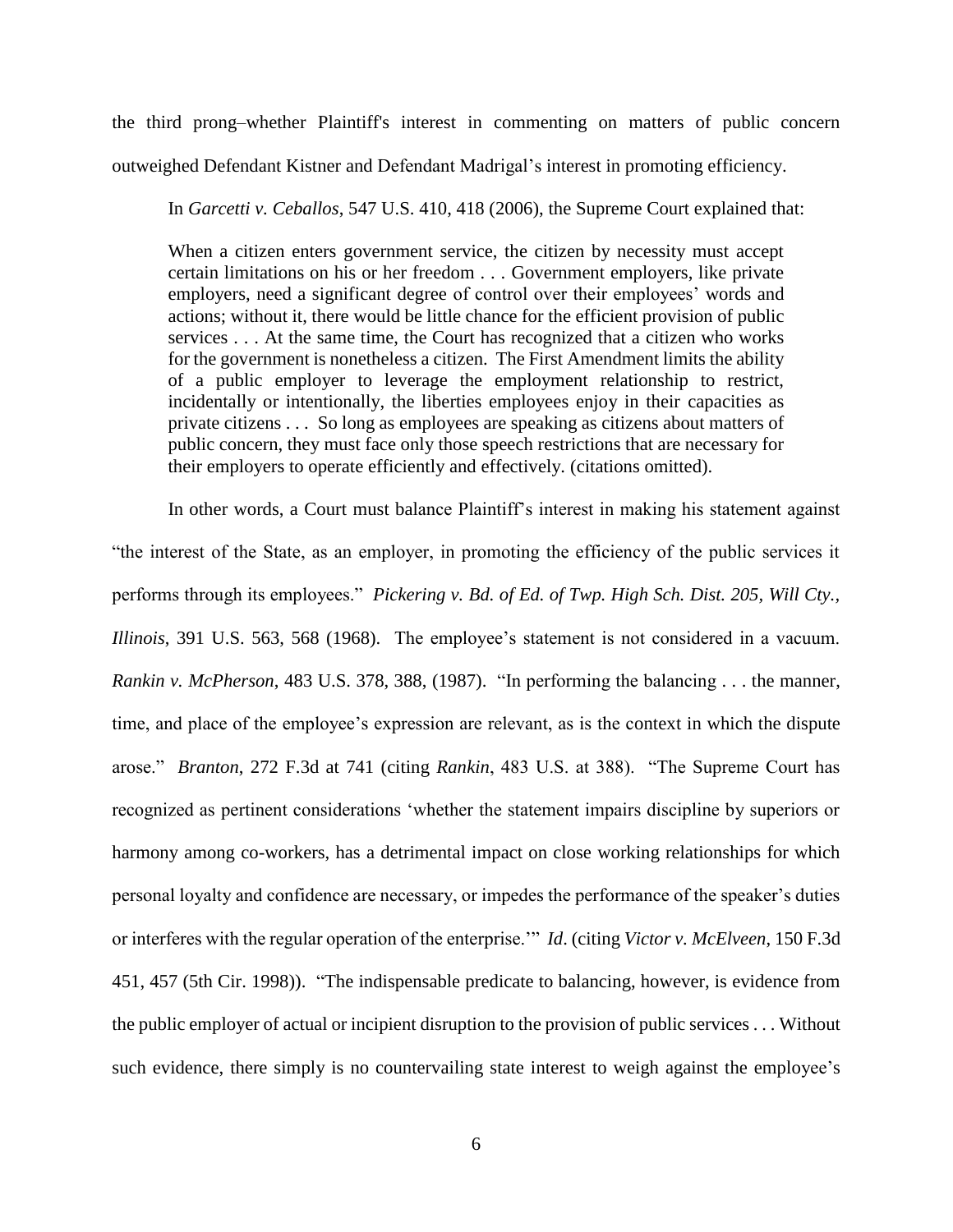the third prong–whether Plaintiff's interest in commenting on matters of public concern outweighed Defendant Kistner and Defendant Madrigal's interest in promoting efficiency.

In *Garcetti v. Ceballos*, 547 U.S. 410, 418 (2006), the Supreme Court explained that:

> When a citizen enters government service, the citizen by necessity must accept certain limitations on his or her freedom . . . Government employers, like private employers, need a significant degree of control over their employees' words and actions; without it, there would be little chance for the efficient provision of public services . . . At the same time, the Court has recognized that a citizen who works for the government is nonetheless a citizen. The First Amendment limits the ability of a public employer to leverage the employment relationship to restrict, incidentally or intentionally, the liberties employees enjoy in their capacities as private citizens . . . So long as employees are speaking as citizens about matters of public concern, they must face only those speech restrictions that are necessary for their employers to operate efficiently and effectively. (citations omitted).

In other words, a Court must balance Plaintiff's interest in making his statement against "the interest of the State, as an employer, in promoting the efficiency of the public services it performs through its employees." *Pickering v. Bd. of Ed. of Twp. High Sch. Dist. 205, Will Cty., Illinois*, 391 U.S. 563, 568 (1968). The employee's statement is not considered in a vacuum. *Rankin v. McPherson*, 483 U.S. 378, 388, (1987). "In performing the balancing . . . the manner, time, and place of the employee's expression are relevant, as is the context in which the dispute arose." *Branton*, 272 F.3d at 741 (citing *Rankin*, 483 U.S. at 388). "The Supreme Court has recognized as pertinent considerations 'whether the statement impairs discipline by superiors or harmony among co-workers, has a detrimental impact on close working relationships for which personal loyalty and confidence are necessary, or impedes the performance of the speaker's duties or interferes with the regular operation of the enterprise.'" *Id*. (citing *Victor v. McElveen*, 150 F.3d 451, 457 (5th Cir. 1998)). "The indispensable predicate to balancing, however, is evidence from the public employer of actual or incipient disruption to the provision of public services . . . Without such evidence, there simply is no countervailing state interest to weigh against the employee's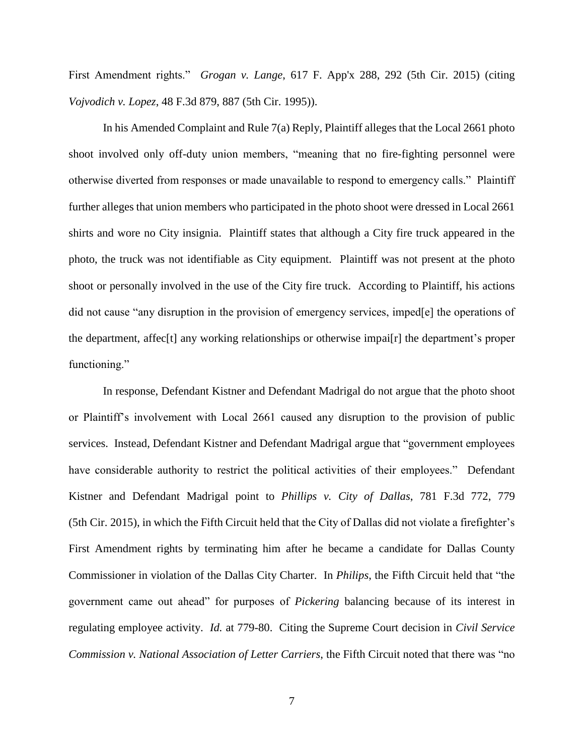First Amendment rights." *Grogan v. Lange*, 617 F. App'x 288, 292 (5th Cir. 2015) (citing *Vojvodich v. Lopez*, 48 F.3d 879, 887 (5th Cir. 1995)).

In his Amended Complaint and Rule 7(a) Reply, Plaintiff alleges that the Local 2661 photo shoot involved only off-duty union members, "meaning that no fire-fighting personnel were otherwise diverted from responses or made unavailable to respond to emergency calls." Plaintiff further alleges that union members who participated in the photo shoot were dressed in Local 2661 shirts and wore no City insignia. Plaintiff states that although a City fire truck appeared in the photo, the truck was not identifiable as City equipment. Plaintiff was not present at the photo shoot or personally involved in the use of the City fire truck. According to Plaintiff, his actions did not cause "any disruption in the provision of emergency services, imped[e] the operations of the department, affec[t] any working relationships or otherwise impai[r] the department's proper functioning."

In response, Defendant Kistner and Defendant Madrigal do not argue that the photo shoot or Plaintiff's involvement with Local 2661 caused any disruption to the provision of public services. Instead, Defendant Kistner and Defendant Madrigal argue that "government employees have considerable authority to restrict the political activities of their employees." Defendant Kistner and Defendant Madrigal point to *Phillips v. City of Dallas*, 781 F.3d 772, 779 (5th Cir. 2015), in which the Fifth Circuit held that the City of Dallas did not violate a firefighter's First Amendment rights by terminating him after he became a candidate for Dallas County Commissioner in violation of the Dallas City Charter. In *Philips*, the Fifth Circuit held that "the government came out ahead" for purposes of *Pickering* balancing because of its interest in regulating employee activity. *Id.* at 779-80. Citing the Supreme Court decision in *Civil Service Commission v. National Association of Letter Carriers*, the Fifth Circuit noted that there was "no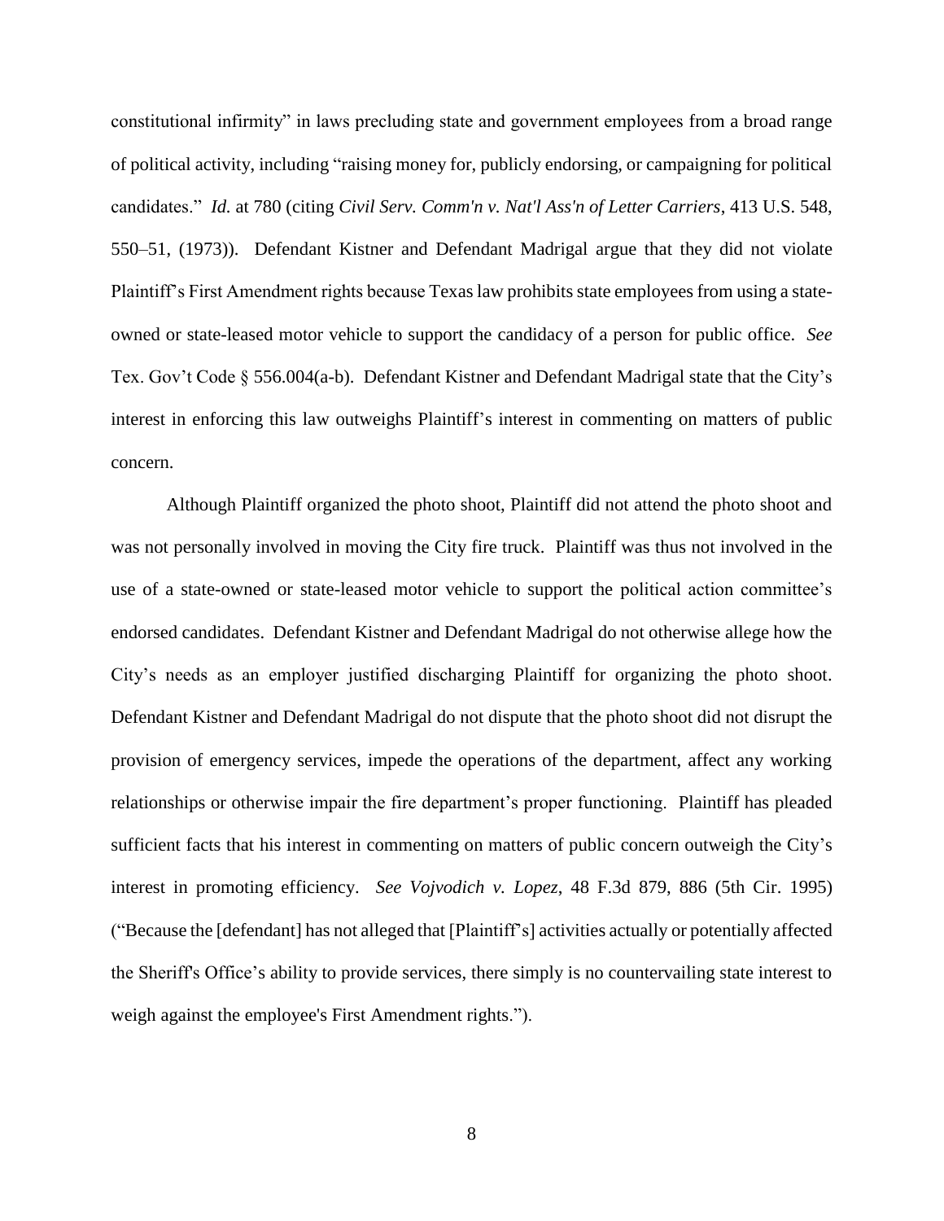constitutional infirmity" in laws precluding state and government employees from a broad range of political activity, including "raising money for, publicly endorsing, or campaigning for political candidates." *Id.* at 780 (citing *Civil Serv. Comm'n v. Nat'l Ass'n of Letter Carriers*, 413 U.S. 548, 550–51, (1973)). Defendant Kistner and Defendant Madrigal argue that they did not violate Plaintiff's First Amendment rights because Texas law prohibits state employees from using a state-owned or state-leased motor vehicle to support the candidacy of a person for public office. *See* Tex. Gov't Code § 556.004(a-b). Defendant Kistner and Defendant Madrigal state that the City's interest in enforcing this law outweighs Plaintiff's interest in commenting on matters of public concern.

Although Plaintiff organized the photo shoot, Plaintiff did not attend the photo shoot and was not personally involved in moving the City fire truck. Plaintiff was thus not involved in the use of a state-owned or state-leased motor vehicle to support the political action committee's endorsed candidates. Defendant Kistner and Defendant Madrigal do not otherwise allege how the City's needs as an employer justified discharging Plaintiff for organizing the photo shoot. Defendant Kistner and Defendant Madrigal do not dispute that the photo shoot did not disrupt the provision of emergency services, impede the operations of the department, affect any working relationships or otherwise impair the fire department's proper functioning. Plaintiff has pleaded sufficient facts that his interest in commenting on matters of public concern outweigh the City's interest in promoting efficiency. *See Vojvodich v. Lopez*, 48 F.3d 879, 886 (5th Cir. 1995) ("Because the [defendant] has not alleged that [Plaintiff's] activities actually or potentially affected the Sheriff's Office's ability to provide services, there simply is no countervailing state interest to weigh against the employee's First Amendment rights.").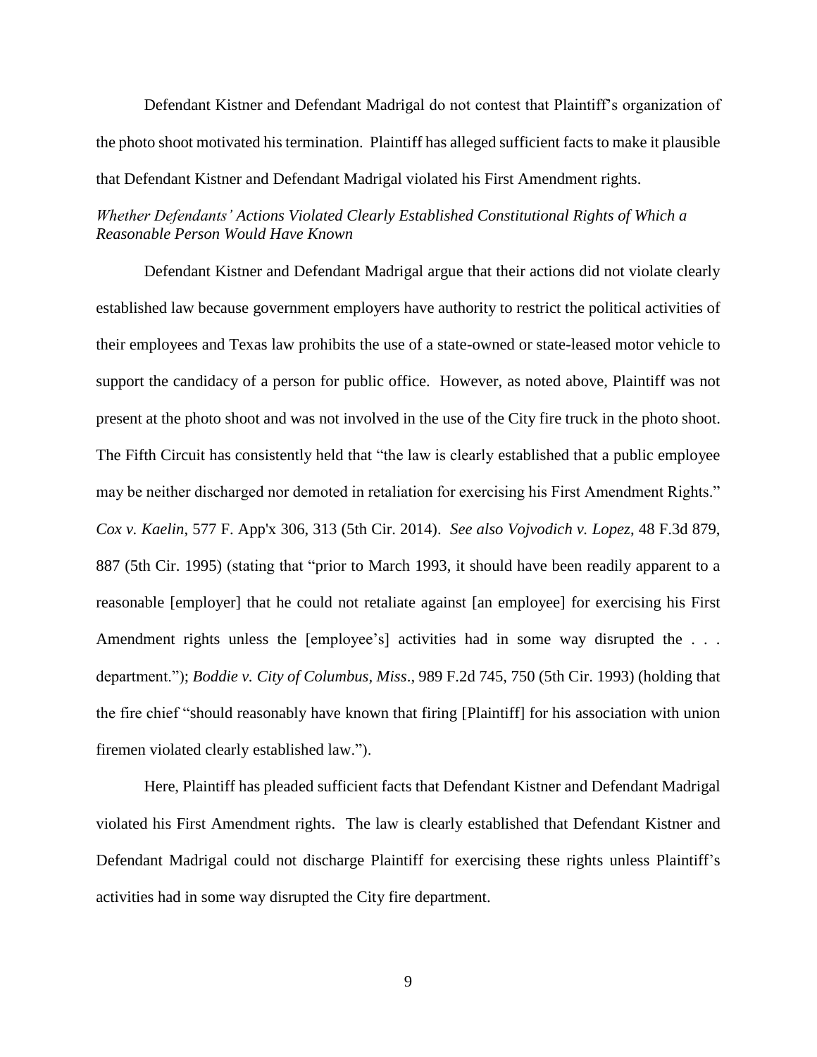Defendant Kistner and Defendant Madrigal do not contest that Plaintiff's organization of the photo shoot motivated his termination. Plaintiff has alleged sufficient facts to make it plausible that Defendant Kistner and Defendant Madrigal violated his First Amendment rights.

*Whether Defendants' Actions Violated Clearly Established Constitutional Rights of Which a Reasonable Person Would Have Known*

Defendant Kistner and Defendant Madrigal argue that their actions did not violate clearly established law because government employers have authority to restrict the political activities of their employees and Texas law prohibits the use of a state-owned or state-leased motor vehicle to support the candidacy of a person for public office. However, as noted above, Plaintiff was not present at the photo shoot and was not involved in the use of the City fire truck in the photo shoot. The Fifth Circuit has consistently held that "the law is clearly established that a public employee may be neither discharged nor demoted in retaliation for exercising his First Amendment Rights." *Cox v. Kaelin*, 577 F. App'x 306, 313 (5th Cir. 2014). *See also Vojvodich v. Lopez*, 48 F.3d 879, 887 (5th Cir. 1995) (stating that "prior to March 1993, it should have been readily apparent to a reasonable [employer] that he could not retaliate against [an employee] for exercising his First Amendment rights unless the [employee's] activities had in some way disrupted the . . . department."); *Boddie v. City of Columbus, Miss*., 989 F.2d 745, 750 (5th Cir. 1993) (holding that the fire chief "should reasonably have known that firing [Plaintiff] for his association with union firemen violated clearly established law.").

Here, Plaintiff has pleaded sufficient facts that Defendant Kistner and Defendant Madrigal violated his First Amendment rights. The law is clearly established that Defendant Kistner and Defendant Madrigal could not discharge Plaintiff for exercising these rights unless Plaintiff's activities had in some way disrupted the City fire department.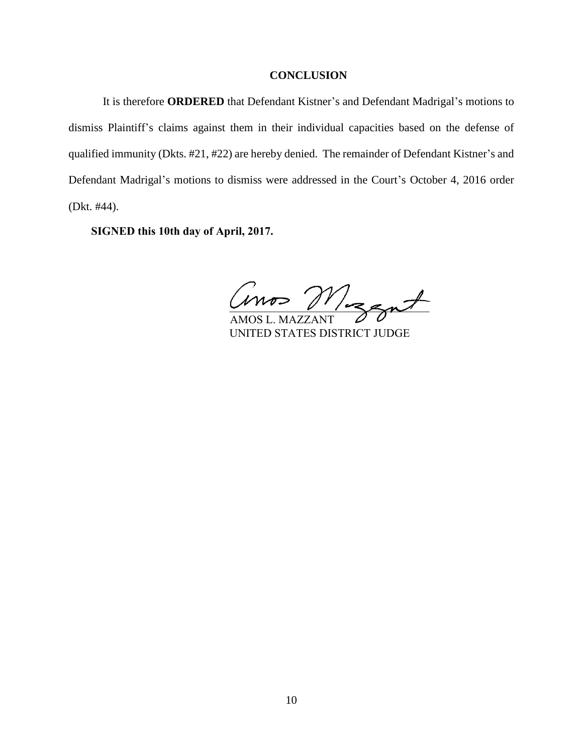## CONCLUSION

It is therefore **ORDERED** that Defendant Kistner's and Defendant Madrigal's motions to dismiss Plaintiff's claims against them in their individual capacities based on the defense of qualified immunity (Dkts. #21, #22) are hereby denied. The remainder of Defendant Kistner's and Defendant Madrigal's motions to dismiss were addressed in the Court's October 4, 2016 order (Dkt. #44).

**SIGNED this 10th day of April, 2017.**

AMOS L. MAZZANT
UNITED STATES DISTRICT JUDGE